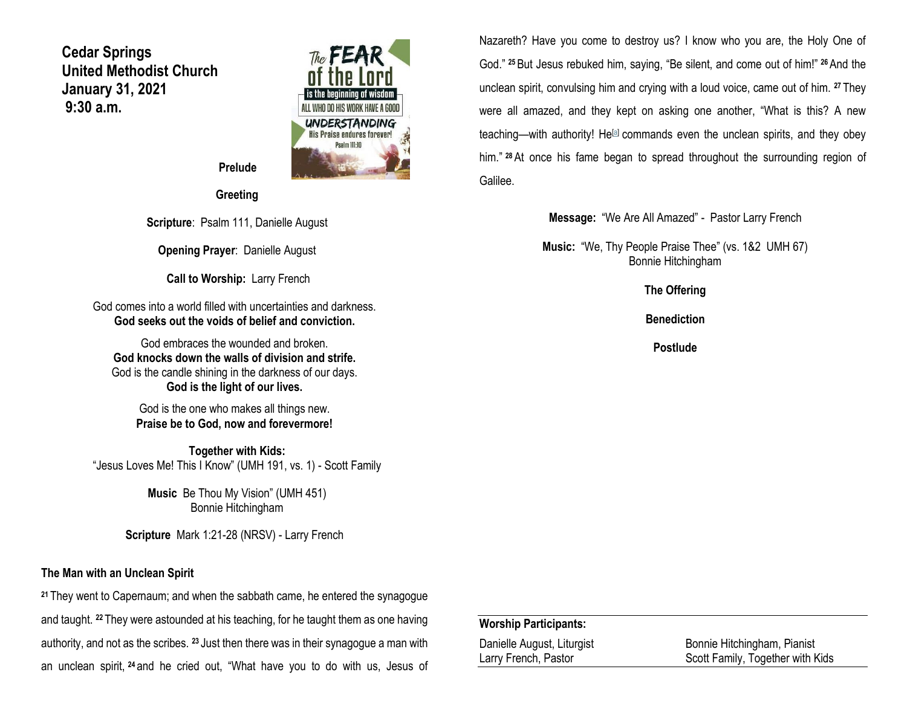**Cedar Springs United Methodist Church**
**January 31, 2021**
**9:30 a.m.**

**Prelude**

**Greeting**

**Scripture**: Psalm 111, Danielle August

**Opening Prayer**: Danielle August

**Call to Worship:** Larry French

God comes into a world filled with uncertainties and darkness.
**God seeks out the voids of belief and conviction.**

God embraces the wounded and broken.
**God knocks down the walls of division and strife.**
God is the candle shining in the darkness of our days.
**God is the light of our lives.**

God is the one who makes all things new.
**Praise be to God, now and forevermore!**

**Together with Kids:**
"Jesus Loves Me! This I Know" (UMH 191, vs. 1) - Scott Family

**Music** Be Thou My Vision" (UMH 451)
Bonnie Hitchingham

**Scripture** Mark 1:21-28 (NRSV) - Larry French

**The Man with an Unclean Spirit**

[21] They went to Capernaum; and when the sabbath came, he entered the synagogue and taught. [22] They were astounded at his teaching, for he taught them as one having authority, and not as the scribes. [23] Just then there was in their synagogue a man with an unclean spirit, [24] and he cried out, "What have you to do with us, Jesus of Nazareth? Have you come to destroy us? I know who you are, the Holy One of God." [25] But Jesus rebuked him, saying, "Be silent, and come out of him!" [26] And the unclean spirit, convulsing him and crying with a loud voice, came out of him. [27] They were all amazed, and they kept on asking one another, "What is this? A new teaching—with authority! He[a] commands even the unclean spirits, and they obey him." [28] At once his fame began to spread throughout the surrounding region of Galilee.

**Message:** "We Are All Amazed" - Pastor Larry French

**Music:** "We, Thy People Praise Thee" (vs. 1&2 UMH 67)
Bonnie Hitchingham

**The Offering**

**Benediction**

**Postlude**

**Worship Participants:**

| | |
|---|---|
| Danielle August, Liturgist | Bonnie Hitchingham, Pianist |
| Larry French, Pastor | Scott Family, Together with Kids |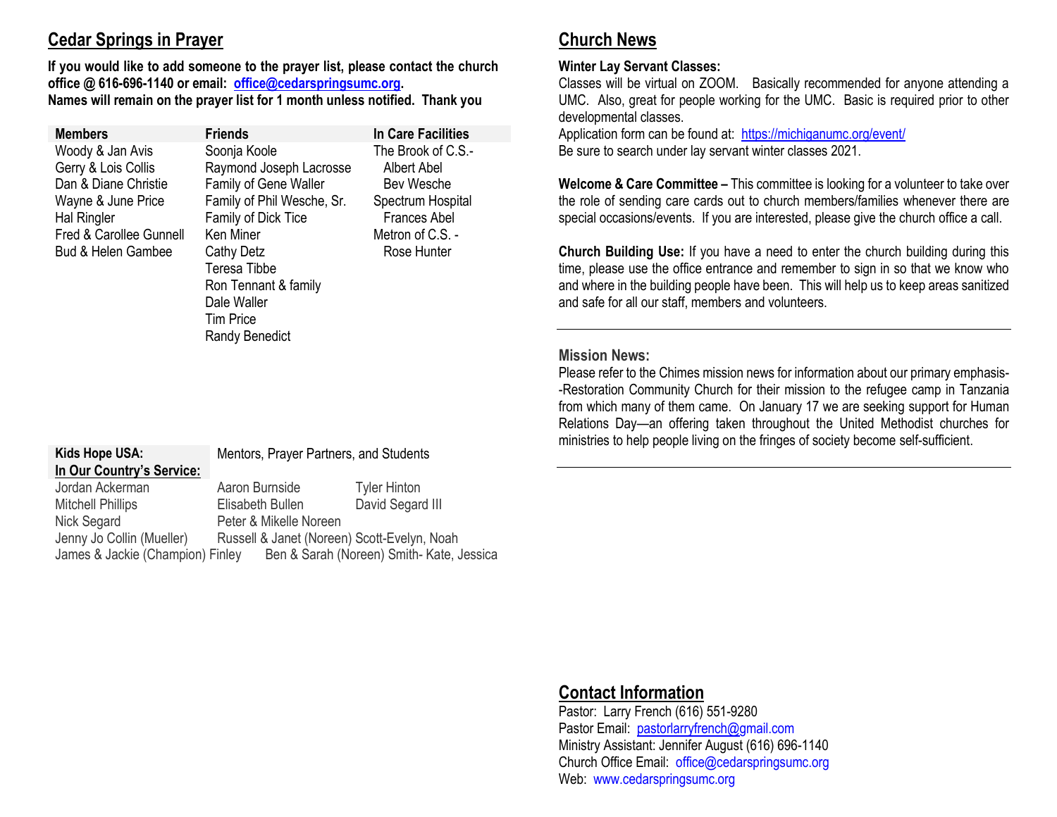## Cedar Springs in Prayer

**If you would like to add someone to the prayer list, please contact the church office @ 616-696-1140 or email: office@cedarspringsumc.org.**
**Names will remain on the prayer list for 1 month unless notified. Thank you**

| Members | Friends | In Care Facilities |
|---|---|---|
| Woody & Jan Avis | Soonja Koole | The Brook of C.S.- |
| Gerry & Lois Collis | Raymond Joseph Lacrosse | Albert Abel |
| Dan & Diane Christie | Family of Gene Waller | Bev Wesche |
| Wayne & June Price | Family of Phil Wesche, Sr. | Spectrum Hospital |
| Hal Ringler | Family of Dick Tice | Frances Abel |
| Fred & Carollee Gunnell | Ken Miner | Metron of C.S. - |
| Bud & Helen Gambee | Cathy Detz | Rose Hunter |
| | Teresa Tibbe | |
| | Ron Tennant & family | |
| | Dale Waller | |
| | Tim Price | |
| | Randy Benedict | |

**Kids Hope USA:** Mentors, Prayer Partners, and Students

**In Our Country's Service:**

Jordan Ackerman
Mitchell Phillips
Nick Segard
Jenny Jo Collin (Mueller)
James & Jackie (Champion) Finley
Aaron Burnside
Elisabeth Bullen
Peter & Mikelle Noreen
Russell & Janet (Noreen) Scott-Evelyn, Noah
Ben & Sarah (Noreen) Smith- Kate, Jessica
Tyler Hinton
David Segard III

## Church News

**Winter Lay Servant Classes:**
Classes will be virtual on ZOOM. Basically recommended for anyone attending a UMC. Also, great for people working for the UMC. Basic is required prior to other developmental classes.
Application form can be found at: https://michiganumc.org/event/
Be sure to search under lay servant winter classes 2021.

**Welcome & Care Committee –** This committee is looking for a volunteer to take over the role of sending care cards out to church members/families whenever there are special occasions/events. If you are interested, please give the church office a call.

**Church Building Use:** If you have a need to enter the church building during this time, please use the office entrance and remember to sign in so that we know who and where in the building people have been. This will help us to keep areas sanitized and safe for all our staff, members and volunteers.

---

**Mission News:**
Please refer to the Chimes mission news for information about our primary emphasis--Restoration Community Church for their mission to the refugee camp in Tanzania from which many of them came. On January 17 we are seeking support for Human Relations Day—an offering taken throughout the United Methodist churches for ministries to help people living on the fringes of society become self-sufficient.

---

## Contact Information

Pastor: Larry French (616) 551-9280
Pastor Email: pastorlarryfrench@gmail.com
Ministry Assistant: Jennifer August (616) 696-1140
Church Office Email: office@cedarspringsumc.org
Web: www.cedarspringsumc.org